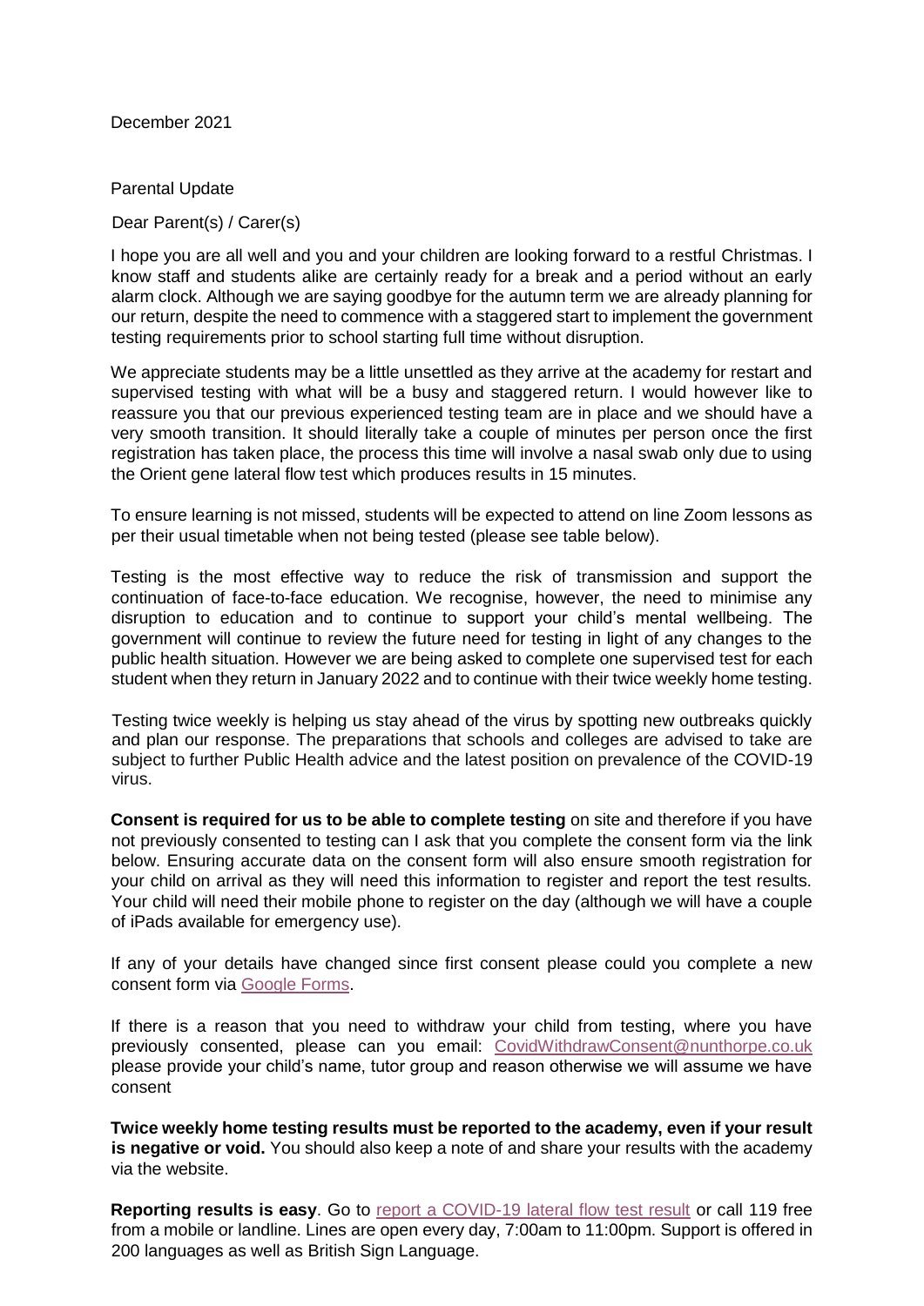December 2021

Parental Update

Dear Parent(s) / Carer(s)

I hope you are all well and you and your children are looking forward to a restful Christmas. I know staff and students alike are certainly ready for a break and a period without an early alarm clock. Although we are saying goodbye for the autumn term we are already planning for our return, despite the need to commence with a staggered start to implement the government testing requirements prior to school starting full time without disruption.

We appreciate students may be a little unsettled as they arrive at the academy for restart and supervised testing with what will be a busy and staggered return. I would however like to reassure you that our previous experienced testing team are in place and we should have a very smooth transition. It should literally take a couple of minutes per person once the first registration has taken place, the process this time will involve a nasal swab only due to using the Orient gene lateral flow test which produces results in 15 minutes.

To ensure learning is not missed, students will be expected to attend on line Zoom lessons as per their usual timetable when not being tested (please see table below).

Testing is the most effective way to reduce the risk of transmission and support the continuation of face-to-face education. We recognise, however, the need to minimise any disruption to education and to continue to support your child's mental wellbeing. The government will continue to review the future need for testing in light of any changes to the public health situation. However we are being asked to complete one supervised test for each student when they return in January 2022 and to continue with their twice weekly home testing.

Testing twice weekly is helping us stay ahead of the virus by spotting new outbreaks quickly and plan our response. The preparations that schools and colleges are advised to take are subject to further Public Health advice and the latest position on prevalence of the COVID-19 virus.

**Consent is required for us to be able to complete testing** on site and therefore if you have not previously consented to testing can I ask that you complete the consent form via the link below. Ensuring accurate data on the consent form will also ensure smooth registration for your child on arrival as they will need this information to register and report the test results. Your child will need their mobile phone to register on the day (although we will have a couple of iPads available for emergency use).

If any of your details have changed since first consent please could you complete a new consent form via Google Forms.

If there is a reason that you need to withdraw your child from testing, where you have previously consented, please can you email: CovidWithdrawConsent@nunthorpe.co.uk please provide your child's name, tutor group and reason otherwise we will assume we have consent

**Twice weekly home testing results must be reported to the academy, even if your result is negative or void.** You should also keep a note of and share your results with the academy via the website.

**Reporting results is easy**. Go to report a COVID-19 lateral flow test result or call 119 free from a mobile or landline. Lines are open every day, 7:00am to 11:00pm. Support is offered in 200 languages as well as British Sign Language.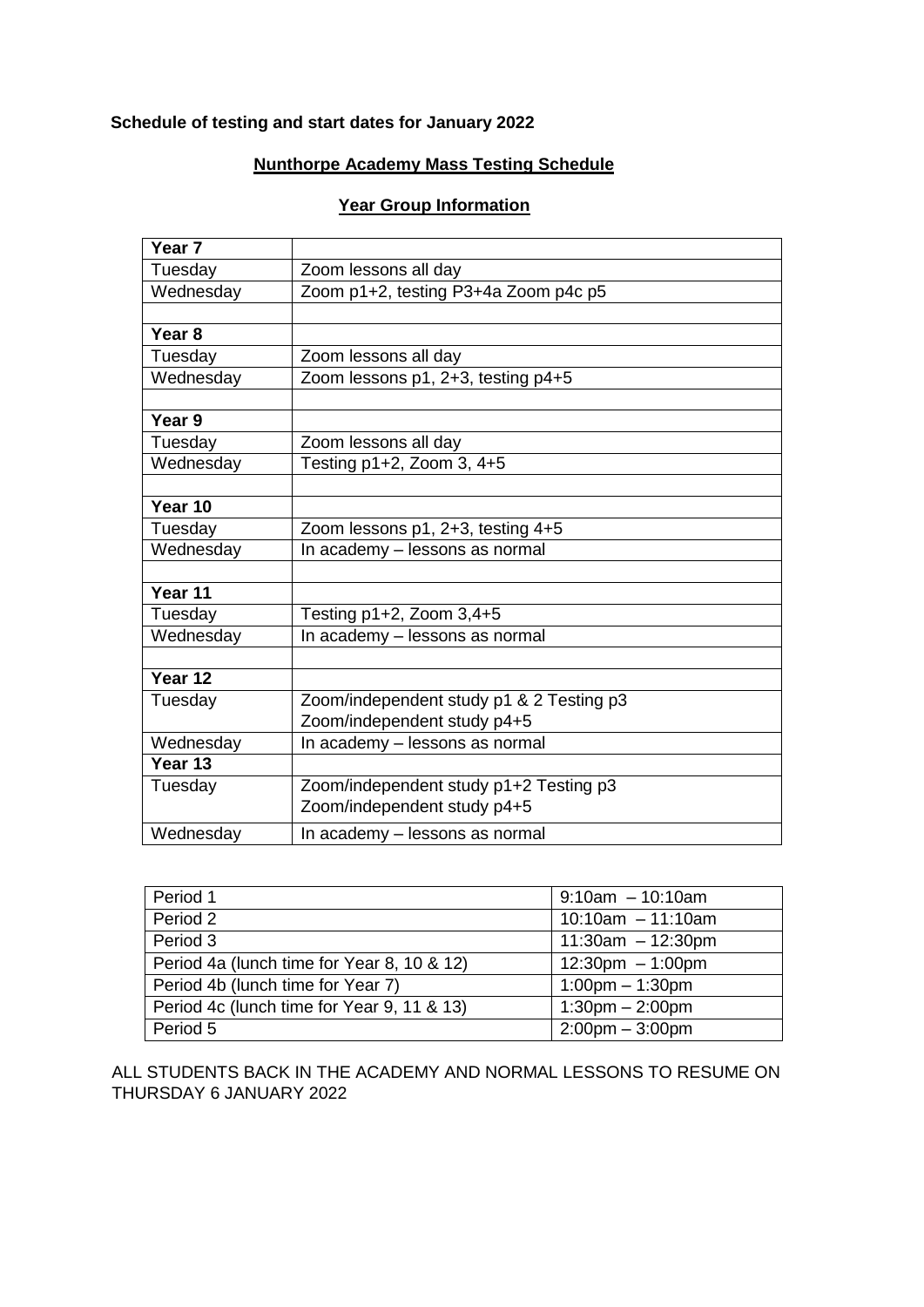**Schedule of testing and start dates for January 2022**

**Nunthorpe Academy Mass Testing Schedule**

**Year Group Information**

| **Year 7** | |
|---|---|
| Tuesday | Zoom lessons all day |
| Wednesday | Zoom p1+2, testing P3+4a Zoom p4c p5 |
| | |
| **Year 8** | |
| Tuesday | Zoom lessons all day |
| Wednesday | Zoom lessons p1, 2+3, testing p4+5 |
| | |
| **Year 9** | |
| Tuesday | Zoom lessons all day |
| Wednesday | Testing p1+2, Zoom 3, 4+5 |
| | |
| **Year 10** | |
| Tuesday | Zoom lessons p1, 2+3, testing 4+5 |
| Wednesday | In academy – lessons as normal |
| | |
| **Year 11** | |
| Tuesday | Testing p1+2, Zoom 3,4+5 |
| Wednesday | In academy – lessons as normal |
| | |
| **Year 12** | |
| Tuesday | Zoom/independent study p1 & 2 Testing p3 Zoom/independent study p4+5 |
| Wednesday | In academy – lessons as normal |
| **Year 13** | |
| Tuesday | Zoom/independent study p1+2 Testing p3 Zoom/independent study p4+5 |
| Wednesday | In academy – lessons as normal |

| Period | Time |
|---|---|
| Period 1 | 9:10am – 10:10am |
| Period 2 | 10:10am – 11:10am |
| Period 3 | 11:30am – 12:30pm |
| Period 4a (lunch time for Year 8, 10 & 12) | 12:30pm – 1:00pm |
| Period 4b (lunch time for Year 7) | 1:00pm – 1:30pm |
| Period 4c (lunch time for Year 9, 11 & 13) | 1:30pm – 2:00pm |
| Period 5 | 2:00pm – 3:00pm |

ALL STUDENTS BACK IN THE ACADEMY AND NORMAL LESSONS TO RESUME ON THURSDAY 6 JANUARY 2022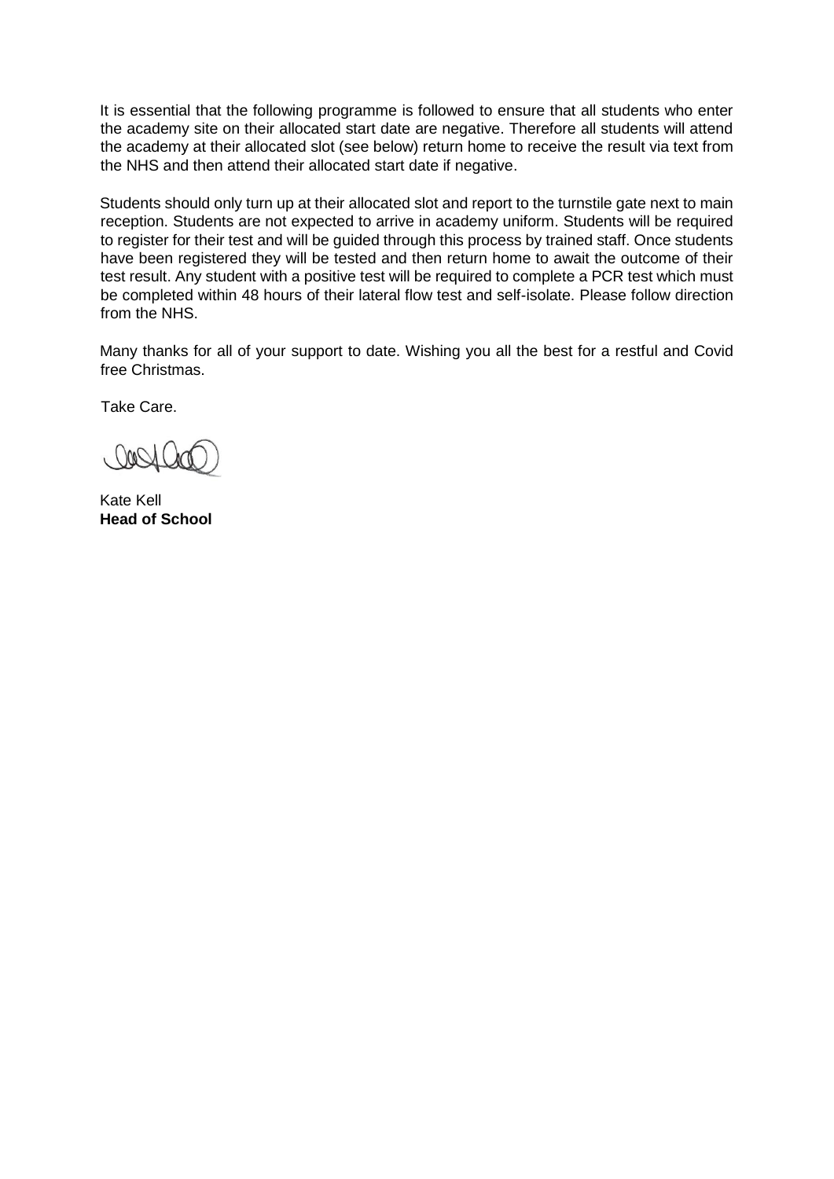It is essential that the following programme is followed to ensure that all students who enter the academy site on their allocated start date are negative. Therefore all students will attend the academy at their allocated slot (see below) return home to receive the result via text from the NHS and then attend their allocated start date if negative.

Students should only turn up at their allocated slot and report to the turnstile gate next to main reception. Students are not expected to arrive in academy uniform. Students will be required to register for their test and will be guided through this process by trained staff. Once students have been registered they will be tested and then return home to await the outcome of their test result. Any student with a positive test will be required to complete a PCR test which must be completed within 48 hours of their lateral flow test and self-isolate. Please follow direction from the NHS.

Many thanks for all of your support to date. Wishing you all the best for a restful and Covid free Christmas.

Take Care.

Kate Kell
**Head of School**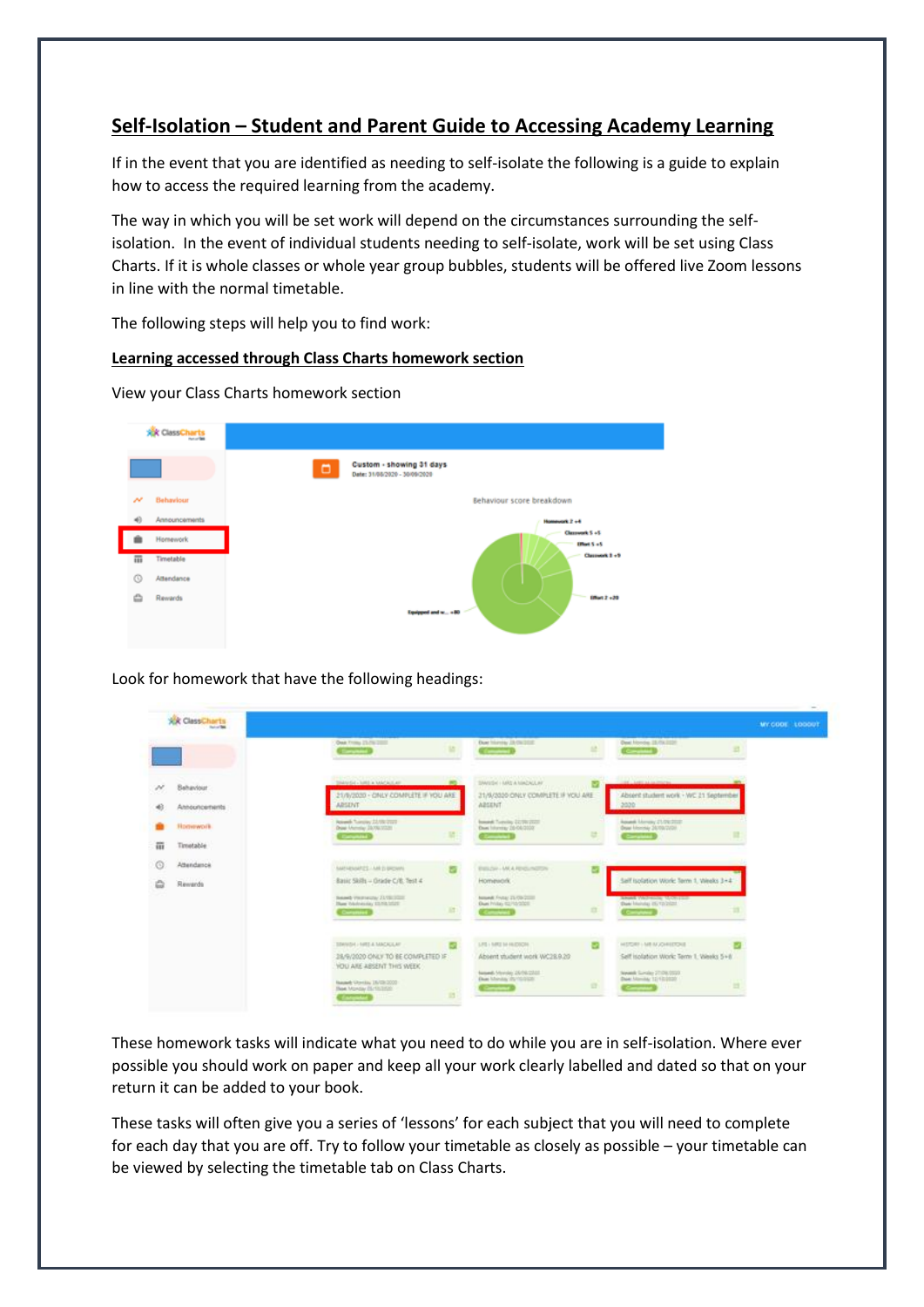# Self-Isolation – Student and Parent Guide to Accessing Academy Learning

If in the event that you are identified as needing to self-isolate the following is a guide to explain how to access the required learning from the academy.

The way in which you will be set work will depend on the circumstances surrounding the self-isolation. In the event of individual students needing to self-isolate, work will be set using Class Charts. If it is whole classes or whole year group bubbles, students will be offered live Zoom lessons in line with the normal timetable.

The following steps will help you to find work:

## Learning accessed through Class Charts homework section

View your Class Charts homework section

Look for homework that have the following headings:

These homework tasks will indicate what you need to do while you are in self-isolation. Where ever possible you should work on paper and keep all your work clearly labelled and dated so that on your return it can be added to your book.

These tasks will often give you a series of 'lessons' for each subject that you will need to complete for each day that you are off. Try to follow your timetable as closely as possible – your timetable can be viewed by selecting the timetable tab on Class Charts.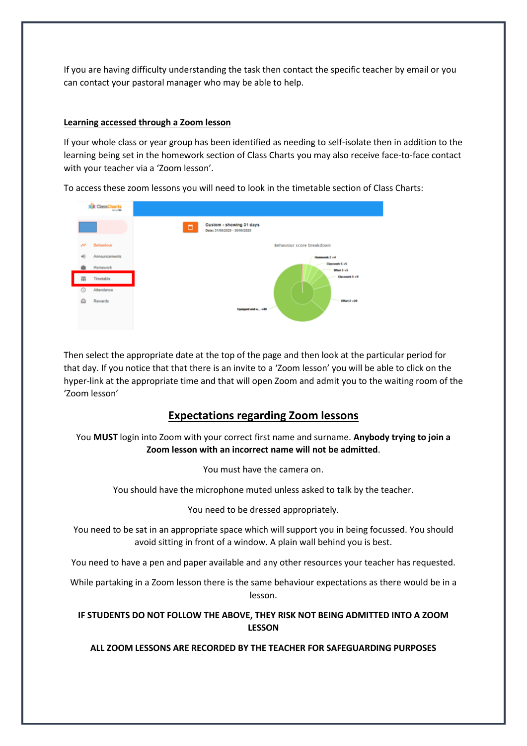If you are having difficulty understanding the task then contact the specific teacher by email or you can contact your pastoral manager who may be able to help.

**Learning accessed through a Zoom lesson**

If your whole class or year group has been identified as needing to self-isolate then in addition to the learning being set in the homework section of Class Charts you may also receive face-to-face contact with your teacher via a 'Zoom lesson'.

To access these zoom lessons you will need to look in the timetable section of Class Charts:

Then select the appropriate date at the top of the page and then look at the particular period for that day. If you notice that that there is an invite to a 'Zoom lesson' you will be able to click on the hyper-link at the appropriate time and that will open Zoom and admit you to the waiting room of the 'Zoom lesson'

## Expectations regarding Zoom lessons

You **MUST** login into Zoom with your correct first name and surname. **Anybody trying to join a Zoom lesson with an incorrect name will not be admitted**.

You must have the camera on.

You should have the microphone muted unless asked to talk by the teacher.

You need to be dressed appropriately.

You need to be sat in an appropriate space which will support you in being focussed. You should avoid sitting in front of a window. A plain wall behind you is best.

You need to have a pen and paper available and any other resources your teacher has requested.

While partaking in a Zoom lesson there is the same behaviour expectations as there would be in a lesson.

**IF STUDENTS DO NOT FOLLOW THE ABOVE, THEY RISK NOT BEING ADMITTED INTO A ZOOM LESSON**

**ALL ZOOM LESSONS ARE RECORDED BY THE TEACHER FOR SAFEGUARDING PURPOSES**